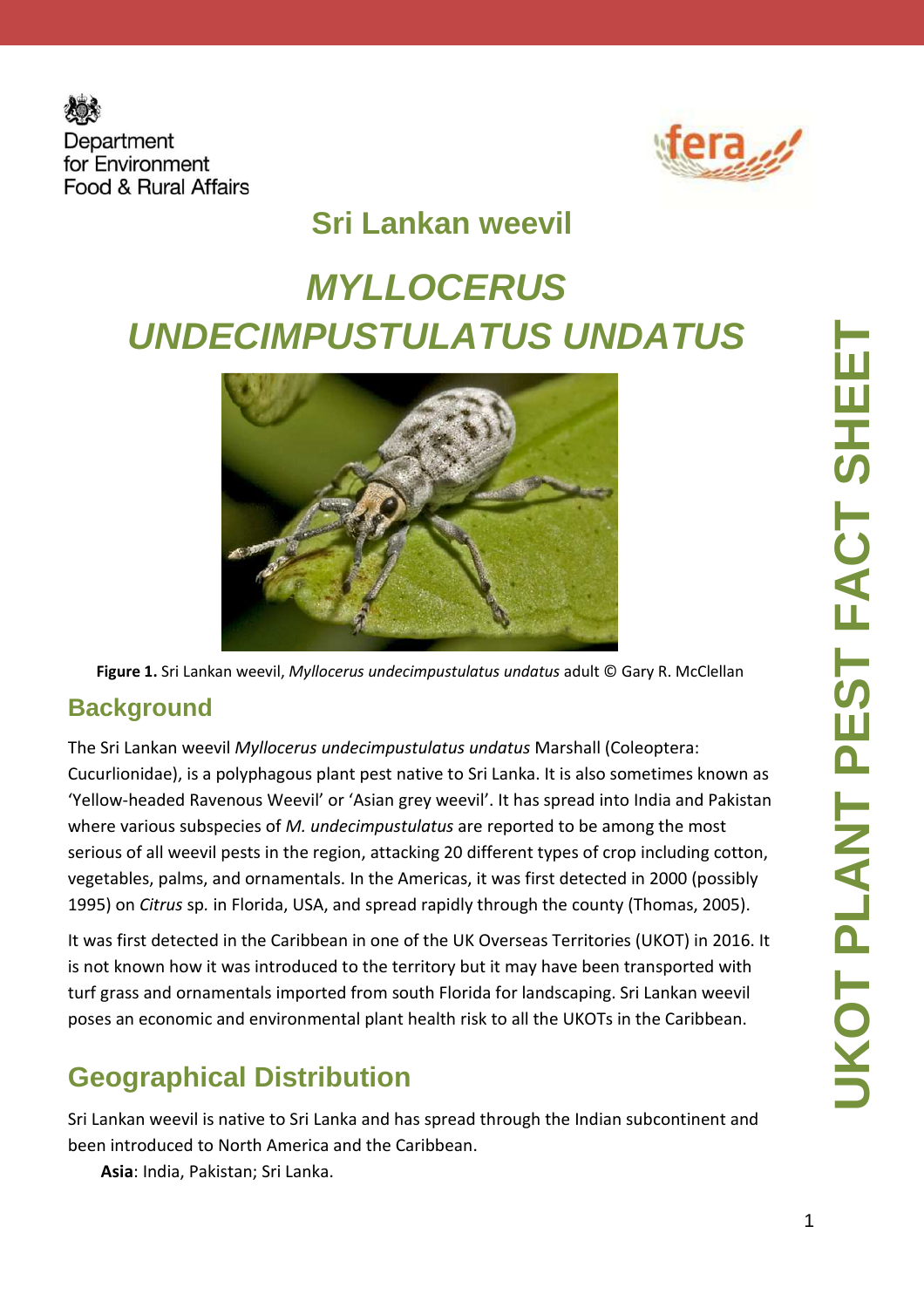Department for Environment Food & Rural Affairs

## Sri Lankan weevil

# *MYLLOCERUS UNDECIMPUSTULATUS UNDATUS*

**Figure 1.** Sri Lankan weevil, *Myllocerus undecimpustulatus undatus* adult © Gary R. McClellan

## Background

The Sri Lankan weevil *Myllocerus undecimpustulatus undatus* Marshall (Coleoptera: Cucurlionidae), is a polyphagous plant pest native to Sri Lanka. It is also sometimes known as 'Yellow-headed Ravenous Weevil' or 'Asian grey weevil'. It has spread into India and Pakistan where various subspecies of *M. undecimpustulatus* are reported to be among the most serious of all weevil pests in the region, attacking 20 different types of crop including cotton, vegetables, palms, and ornamentals. In the Americas, it was first detected in 2000 (possibly 1995) on *Citrus* sp. in Florida, USA, and spread rapidly through the county (Thomas, 2005).

It was first detected in the Caribbean in one of the UK Overseas Territories (UKOT) in 2016. It is not known how it was introduced to the territory but it may have been transported with turf grass and ornamentals imported from south Florida for landscaping. Sri Lankan weevil poses an economic and environmental plant health risk to all the UKOTs in the Caribbean.

## Geographical Distribution

Sri Lankan weevil is native to Sri Lanka and has spread through the Indian subcontinent and been introduced to North America and the Caribbean.

**Asia**: India, Pakistan; Sri Lanka.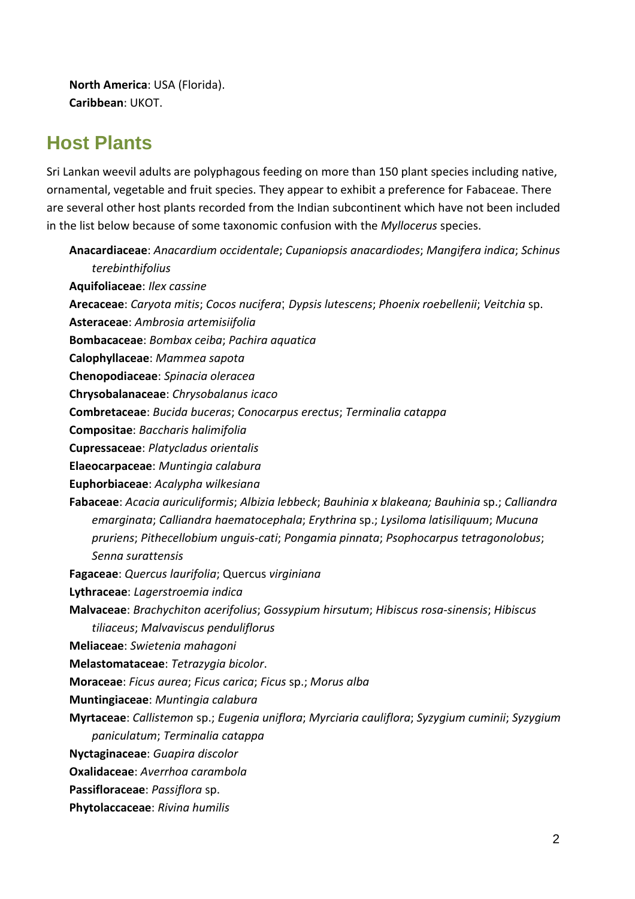**North America**: USA (Florida).
**Caribbean**: UKOT.

## Host Plants

Sri Lankan weevil adults are polyphagous feeding on more than 150 plant species including native, ornamental, vegetable and fruit species. They appear to exhibit a preference for Fabaceae. There are several other host plants recorded from the Indian subcontinent which have not been included in the list below because of some taxonomic confusion with the *Myllocerus* species.

**Anacardiaceae**: *Anacardium occidentale*; *Cupaniopsis anacardiodes*; *Mangifera indica*; *Schinus terebinthifolius*
**Aquifoliaceae**: *Ilex cassine*
**Arecaceae**: *Caryota mitis*; *Cocos nucifera*; *Dypsis lutescens*; *Phoenix roebellenii*; *Veitchia* sp.
**Asteraceae**: *Ambrosia artemisiifolia*
**Bombacaceae**: *Bombax ceiba*; *Pachira aquatica*
**Calophyllaceae**: *Mammea sapota*
**Chenopodiaceae**: *Spinacia oleracea*
**Chrysobalanaceae**: *Chrysobalanus icaco*
**Combretaceae**: *Bucida buceras*; *Conocarpus erectus*; *Terminalia catappa*
**Compositae**: *Baccharis halimifolia*
**Cupressaceae**: *Platycladus orientalis*
**Elaeocarpaceae**: *Muntingia calabura*
**Euphorbiaceae**: *Acalypha wilkesiana*
**Fabaceae**: *Acacia auriculiformis*; *Albizia lebbeck*; *Bauhinia x blakeana; Bauhinia* sp.; *Calliandra emarginata*; *Calliandra haematocephala*; *Erythrina* sp.; *Lysiloma latisiliquum*; *Mucuna pruriens*; *Pithecellobium unguis-cati*; *Pongamia pinnata*; *Psophocarpus tetragonolobus*; *Senna surattensis*
**Fagaceae**: *Quercus laurifolia*; Quercus *virginiana*
**Lythraceae**: *Lagerstroemia indica*
**Malvaceae**: *Brachychiton acerifolius*; *Gossypium hirsutum*; *Hibiscus rosa-sinensis*; *Hibiscus tiliaceus*; *Malvaviscus penduliflorus*
**Meliaceae**: *Swietenia mahagoni*
**Melastomataceae**: *Tetrazygia bicolor*.
**Moraceae**: *Ficus aurea*; *Ficus carica*; *Ficus* sp.; *Morus alba*
**Muntingiaceae**: *Muntingia calabura*
**Myrtaceae**: *Callistemon* sp.; *Eugenia uniflora*; *Myrciaria cauliflora*; *Syzygium cuminii*; *Syzygium paniculatum*; *Terminalia catappa*
**Nyctaginaceae**: *Guapira discolor*
**Oxalidaceae**: *Averrhoa carambola*
**Passifloraceae**: *Passiflora* sp.
**Phytolaccaceae**: *Rivina humilis*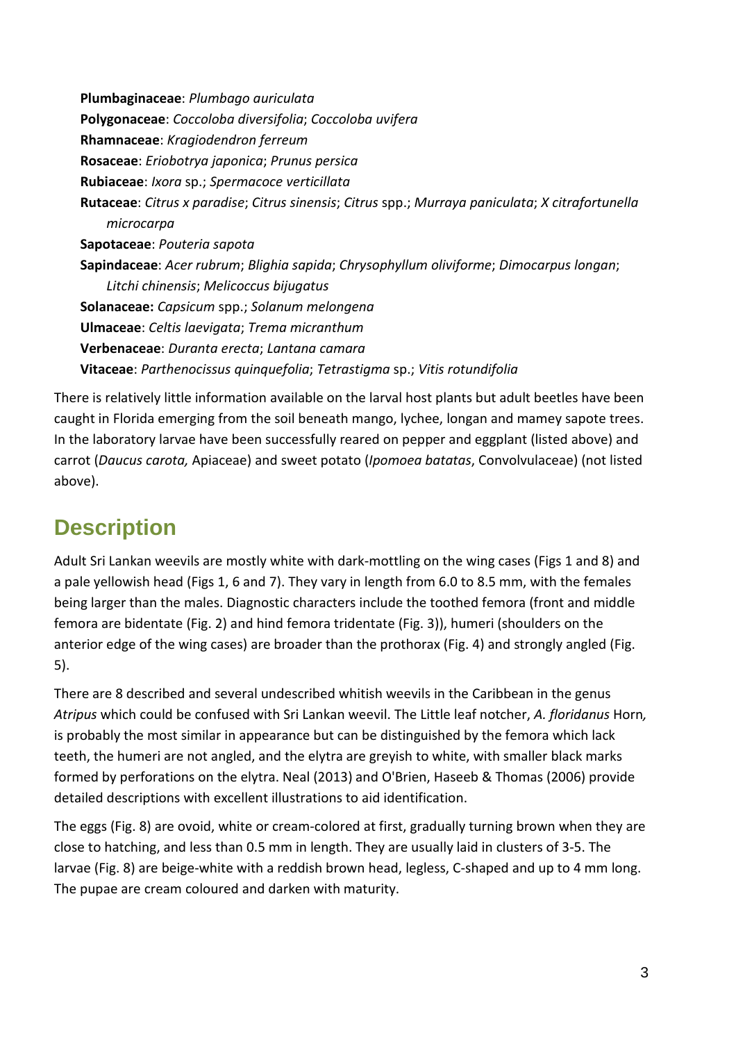**Plumbaginaceae**: *Plumbago auriculata*

**Polygonaceae**: *Coccoloba diversifolia*; *Coccoloba uvifera*

**Rhamnaceae**: *Kragiodendron ferreum*

**Rosaceae**: *Eriobotrya japonica*; *Prunus persica*

**Rubiaceae**: *Ixora* sp.; *Spermacoce verticillata*

**Rutaceae**: *Citrus x paradise*; *Citrus sinensis*; *Citrus* spp.; *Murraya paniculata*; *X citrafortunella microcarpa*

**Sapotaceae**: *Pouteria sapota*

**Sapindaceae**: *Acer rubrum*; *Blighia sapida*; *Chrysophyllum oliviforme*; *Dimocarpus longan*; *Litchi chinensis*; *Melicoccus bijugatus*

**Solanaceae:** *Capsicum* spp.; *Solanum melongena*

**Ulmaceae**: *Celtis laevigata*; *Trema micranthum*

**Verbenaceae**: *Duranta erecta*; *Lantana camara*

**Vitaceae**: *Parthenocissus quinquefolia*; *Tetrastigma* sp.; *Vitis rotundifolia*

There is relatively little information available on the larval host plants but adult beetles have been caught in Florida emerging from the soil beneath mango, lychee, longan and mamey sapote trees. In the laboratory larvae have been successfully reared on pepper and eggplant (listed above) and carrot (*Daucus carota,* Apiaceae) and sweet potato (*Ipomoea batatas*, Convolvulaceae) (not listed above).

## Description

Adult Sri Lankan weevils are mostly white with dark-mottling on the wing cases (Figs 1 and 8) and a pale yellowish head (Figs 1, 6 and 7). They vary in length from 6.0 to 8.5 mm, with the females being larger than the males. Diagnostic characters include the toothed femora (front and middle femora are bidentate (Fig. 2) and hind femora tridentate (Fig. 3)), humeri (shoulders on the anterior edge of the wing cases) are broader than the prothorax (Fig. 4) and strongly angled (Fig. 5).

There are 8 described and several undescribed whitish weevils in the Caribbean in the genus *Atripus* which could be confused with Sri Lankan weevil. The Little leaf notcher, *A. floridanus* Horn*,* is probably the most similar in appearance but can be distinguished by the femora which lack teeth, the humeri are not angled, and the elytra are greyish to white, with smaller black marks formed by perforations on the elytra. Neal (2013) and O'Brien, Haseeb & Thomas (2006) provide detailed descriptions with excellent illustrations to aid identification.

The eggs (Fig. 8) are ovoid, white or cream-colored at first, gradually turning brown when they are close to hatching, and less than 0.5 mm in length. They are usually laid in clusters of 3-5. The larvae (Fig. 8) are beige-white with a reddish brown head, legless, C-shaped and up to 4 mm long. The pupae are cream coloured and darken with maturity.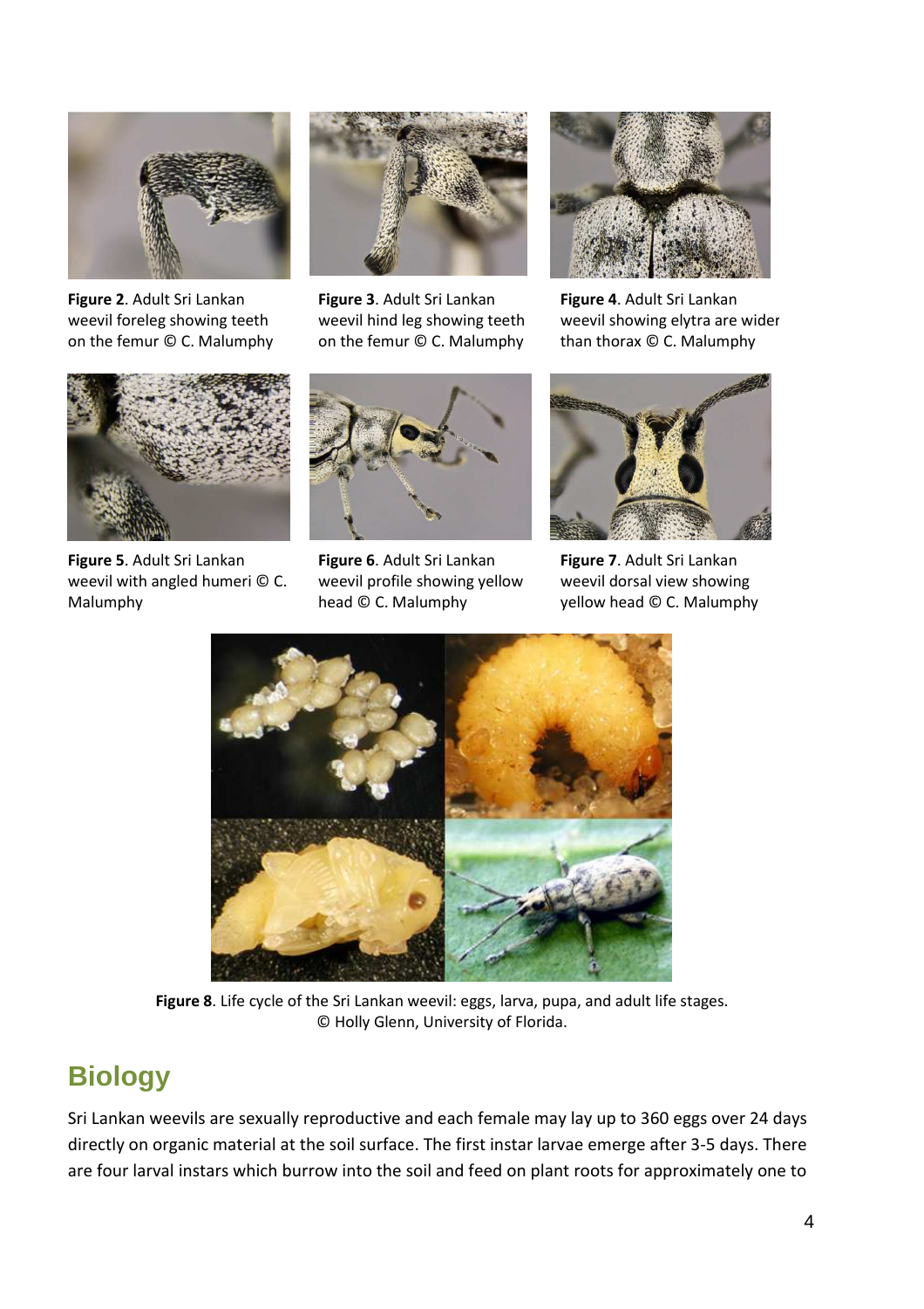**Figure 2**. Adult Sri Lankan weevil foreleg showing teeth on the femur © C. Malumphy

**Figure 3**. Adult Sri Lankan weevil hind leg showing teeth on the femur © C. Malumphy

**Figure 4**. Adult Sri Lankan weevil showing elytra are wider than thorax © C. Malumphy

**Figure 5**. Adult Sri Lankan weevil with angled humeri © C. Malumphy

**Figure 6**. Adult Sri Lankan weevil profile showing yellow head © C. Malumphy

**Figure 7**. Adult Sri Lankan weevil dorsal view showing yellow head © C. Malumphy

**Figure 8**. Life cycle of the Sri Lankan weevil: eggs, larva, pupa, and adult life stages. © Holly Glenn, University of Florida.

## Biology

Sri Lankan weevils are sexually reproductive and each female may lay up to 360 eggs over 24 days directly on organic material at the soil surface. The first instar larvae emerge after 3-5 days. There are four larval instars which burrow into the soil and feed on plant roots for approximately one to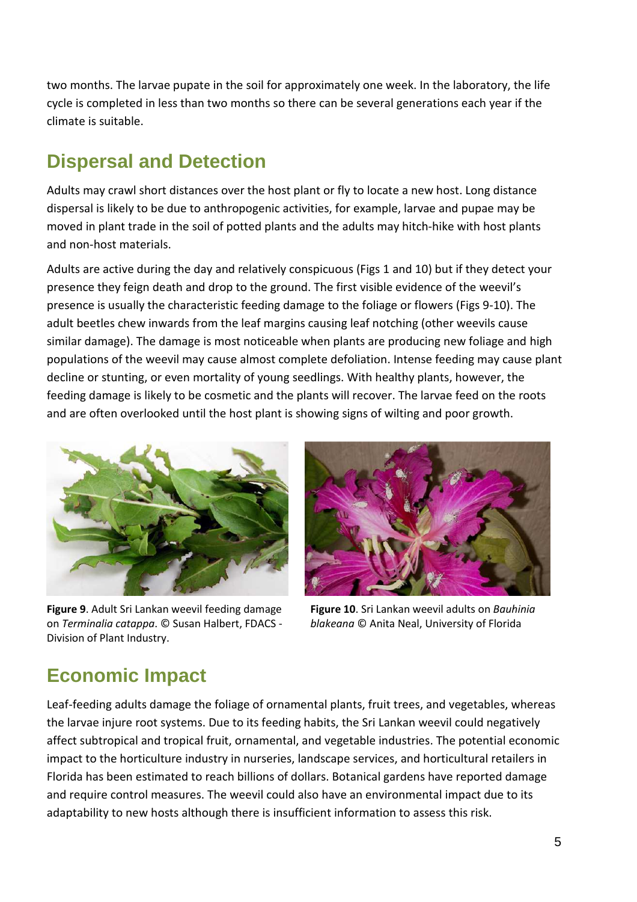two months. The larvae pupate in the soil for approximately one week. In the laboratory, the life cycle is completed in less than two months so there can be several generations each year if the climate is suitable.

## Dispersal and Detection

Adults may crawl short distances over the host plant or fly to locate a new host. Long distance dispersal is likely to be due to anthropogenic activities, for example, larvae and pupae may be moved in plant trade in the soil of potted plants and the adults may hitch-hike with host plants and non-host materials.

Adults are active during the day and relatively conspicuous (Figs 1 and 10) but if they detect your presence they feign death and drop to the ground. The first visible evidence of the weevil's presence is usually the characteristic feeding damage to the foliage or flowers (Figs 9-10). The adult beetles chew inwards from the leaf margins causing leaf notching (other weevils cause similar damage). The damage is most noticeable when plants are producing new foliage and high populations of the weevil may cause almost complete defoliation. Intense feeding may cause plant decline or stunting, or even mortality of young seedlings. With healthy plants, however, the feeding damage is likely to be cosmetic and the plants will recover. The larvae feed on the roots and are often overlooked until the host plant is showing signs of wilting and poor growth.

**Figure 9**. Adult Sri Lankan weevil feeding damage on *Terminalia catappa*. © Susan Halbert, FDACS - Division of Plant Industry.

**Figure 10**. Sri Lankan weevil adults on *Bauhinia blakeana* © Anita Neal, University of Florida

## Economic Impact

Leaf-feeding adults damage the foliage of ornamental plants, fruit trees, and vegetables, whereas the larvae injure root systems. Due to its feeding habits, the Sri Lankan weevil could negatively affect subtropical and tropical fruit, ornamental, and vegetable industries. The potential economic impact to the horticulture industry in nurseries, landscape services, and horticultural retailers in Florida has been estimated to reach billions of dollars. Botanical gardens have reported damage and require control measures. The weevil could also have an environmental impact due to its adaptability to new hosts although there is insufficient information to assess this risk.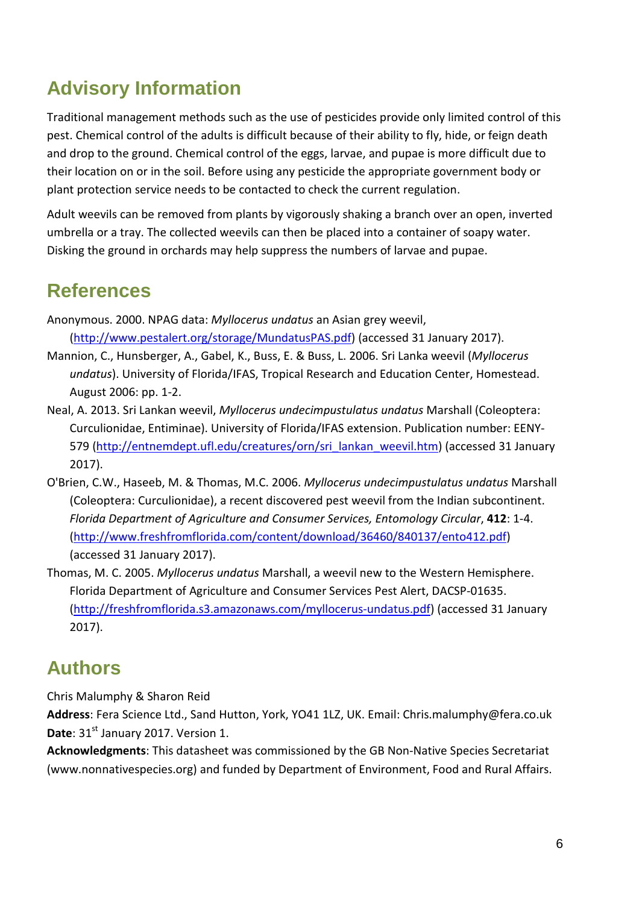## Advisory Information

Traditional management methods such as the use of pesticides provide only limited control of this pest. Chemical control of the adults is difficult because of their ability to fly, hide, or feign death and drop to the ground. Chemical control of the eggs, larvae, and pupae is more difficult due to their location on or in the soil. Before using any pesticide the appropriate government body or plant protection service needs to be contacted to check the current regulation.

Adult weevils can be removed from plants by vigorously shaking a branch over an open, inverted umbrella or a tray. The collected weevils can then be placed into a container of soapy water. Disking the ground in orchards may help suppress the numbers of larvae and pupae.

## References

Anonymous. 2000. NPAG data: *Myllocerus undatus* an Asian grey weevil, (http://www.pestalert.org/storage/MundatusPAS.pdf) (accessed 31 January 2017).

Mannion, C., Hunsberger, A., Gabel, K., Buss, E. & Buss, L. 2006. Sri Lanka weevil (*Myllocerus undatus*). University of Florida/IFAS, Tropical Research and Education Center, Homestead. August 2006: pp. 1-2.

Neal, A. 2013. Sri Lankan weevil, *Myllocerus undecimpustulatus undatus* Marshall (Coleoptera: Curculionidae, Entiminae). University of Florida/IFAS extension. Publication number: EENY-579 (http://entnemdept.ufl.edu/creatures/orn/sri_lankan_weevil.htm) (accessed 31 January 2017).

O'Brien, C.W., Haseeb, M. & Thomas, M.C. 2006. *Myllocerus undecimpustulatus undatus* Marshall (Coleoptera: Curculionidae), a recent discovered pest weevil from the Indian subcontinent. *Florida Department of Agriculture and Consumer Services, Entomology Circular*, **412**: 1-4. (http://www.freshfromflorida.com/content/download/36460/840137/ento412.pdf) (accessed 31 January 2017).

Thomas, M. C. 2005. *Myllocerus undatus* Marshall, a weevil new to the Western Hemisphere. Florida Department of Agriculture and Consumer Services Pest Alert, DACSP-01635. (http://freshfromflorida.s3.amazonaws.com/myllocerus-undatus.pdf) (accessed 31 January 2017).

## Authors

Chris Malumphy & Sharon Reid

**Address**: Fera Science Ltd., Sand Hutton, York, YO41 1LZ, UK. Email: Chris.malumphy@fera.co.uk

**Date**: 31st January 2017. Version 1.

**Acknowledgments**: This datasheet was commissioned by the GB Non-Native Species Secretariat (www.nonnativespecies.org) and funded by Department of Environment, Food and Rural Affairs.